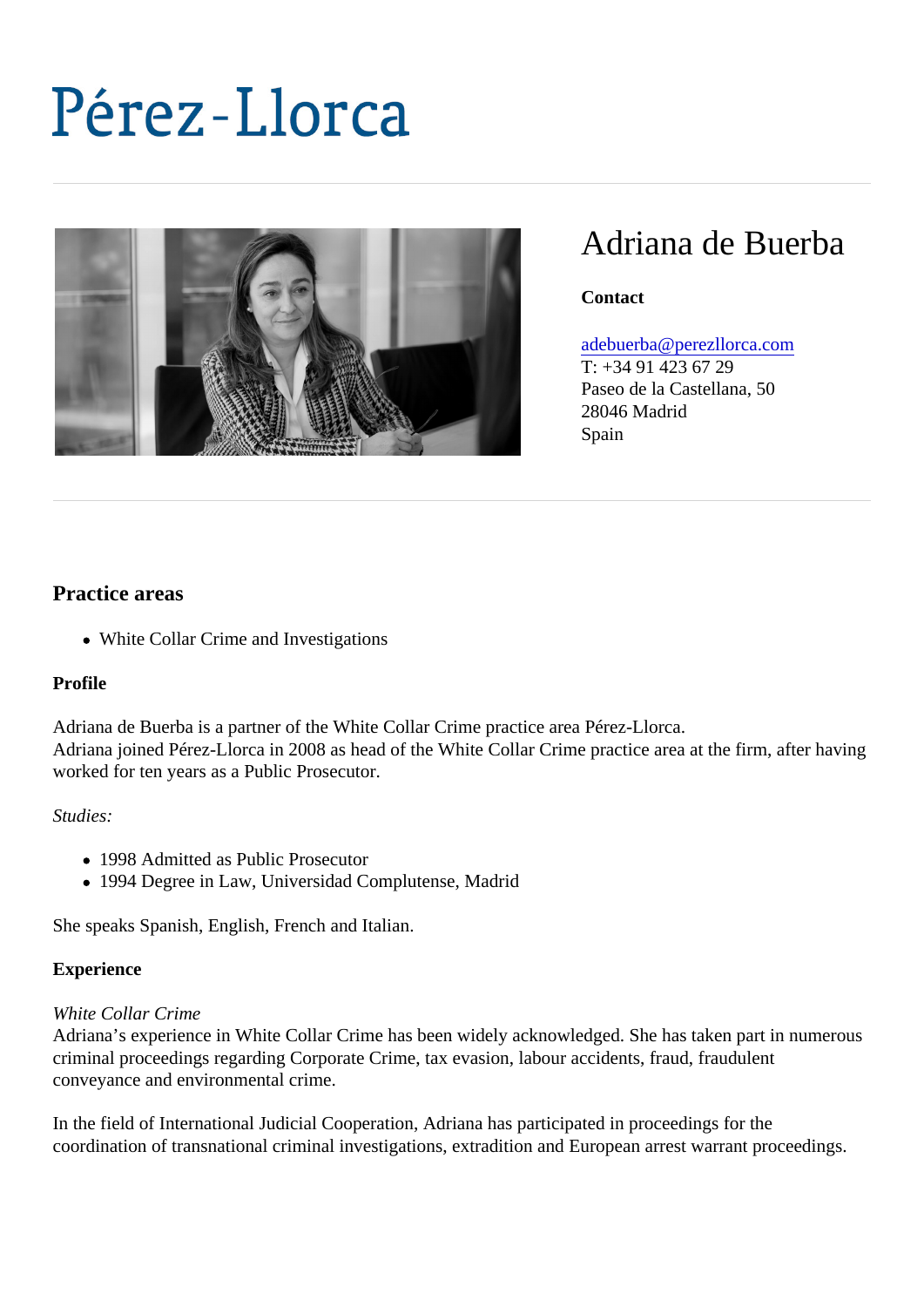# Pérez-Llorca

## Adriana de Buerba

**Contact**

adebuerba@perezllorca.com
T: +34 91 423 67 29
Paseo de la Castellana, 50
28046 Madrid
Spain

### Practice areas

- White Collar Crime and Investigations

**Profile**

Adriana de Buerba is a partner of the White Collar Crime practice area Pérez-Llorca.
Adriana joined Pérez-Llorca in 2008 as head of the White Collar Crime practice area at the firm, after having worked for ten years as a Public Prosecutor.

*Studies:*

- 1998 Admitted as Public Prosecutor
- 1994 Degree in Law, Universidad Complutense, Madrid

She speaks Spanish, English, French and Italian.

**Experience**

*White Collar Crime*
Adriana's experience in White Collar Crime has been widely acknowledged. She has taken part in numerous criminal proceedings regarding Corporate Crime, tax evasion, labour accidents, fraud, fraudulent conveyance and environmental crime.

In the field of International Judicial Cooperation, Adriana has participated in proceedings for the coordination of transnational criminal investigations, extradition and European arrest warrant proceedings.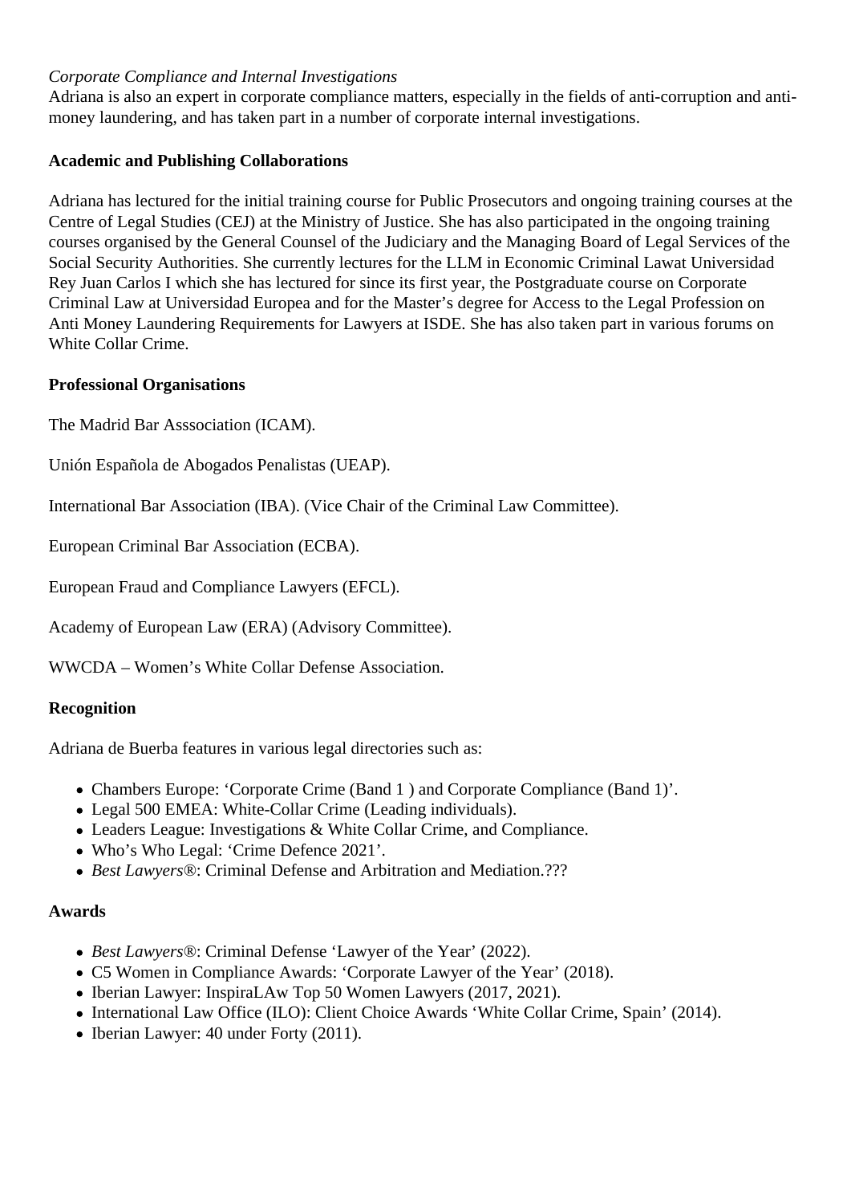*Corporate Compliance and Internal Investigations*
Adriana is also an expert in corporate compliance matters, especially in the fields of anti-corruption and anti-money laundering, and has taken part in a number of corporate internal investigations.

**Academic and Publishing Collaborations**

Adriana has lectured for the initial training course for Public Prosecutors and ongoing training courses at the Centre of Legal Studies (CEJ) at the Ministry of Justice. She has also participated in the ongoing training courses organised by the General Counsel of the Judiciary and the Managing Board of Legal Services of the Social Security Authorities. She currently lectures for the LLM in Economic Criminal Lawat Universidad Rey Juan Carlos I which she has lectured for since its first year, the Postgraduate course on Corporate Criminal Law at Universidad Europea and for the Master's degree for Access to the Legal Profession on Anti Money Laundering Requirements for Lawyers at ISDE. She has also taken part in various forums on White Collar Crime.

**Professional Organisations**

The Madrid Bar Asssociation (ICAM).

Unión Española de Abogados Penalistas (UEAP).

International Bar Association (IBA). (Vice Chair of the Criminal Law Committee).

European Criminal Bar Association (ECBA).

European Fraud and Compliance Lawyers (EFCL).

Academy of European Law (ERA) (Advisory Committee).

WWCDA – Women's White Collar Defense Association.

**Recognition**

Adriana de Buerba features in various legal directories such as:

- Chambers Europe: 'Corporate Crime (Band 1 ) and Corporate Compliance (Band 1)'.
- Legal 500 EMEA: White-Collar Crime (Leading individuals).
- Leaders League: Investigations & White Collar Crime, and Compliance.
- Who's Who Legal: 'Crime Defence 2021'.
- *Best Lawyers*®: Criminal Defense and Arbitration and Mediation.???

**Awards**

- *Best Lawyers*®: Criminal Defense 'Lawyer of the Year' (2022).
- C5 Women in Compliance Awards: 'Corporate Lawyer of the Year' (2018).
- Iberian Lawyer: InspiraLAw Top 50 Women Lawyers (2017, 2021).
- International Law Office (ILO): Client Choice Awards 'White Collar Crime, Spain' (2014).
- Iberian Lawyer: 40 under Forty (2011).